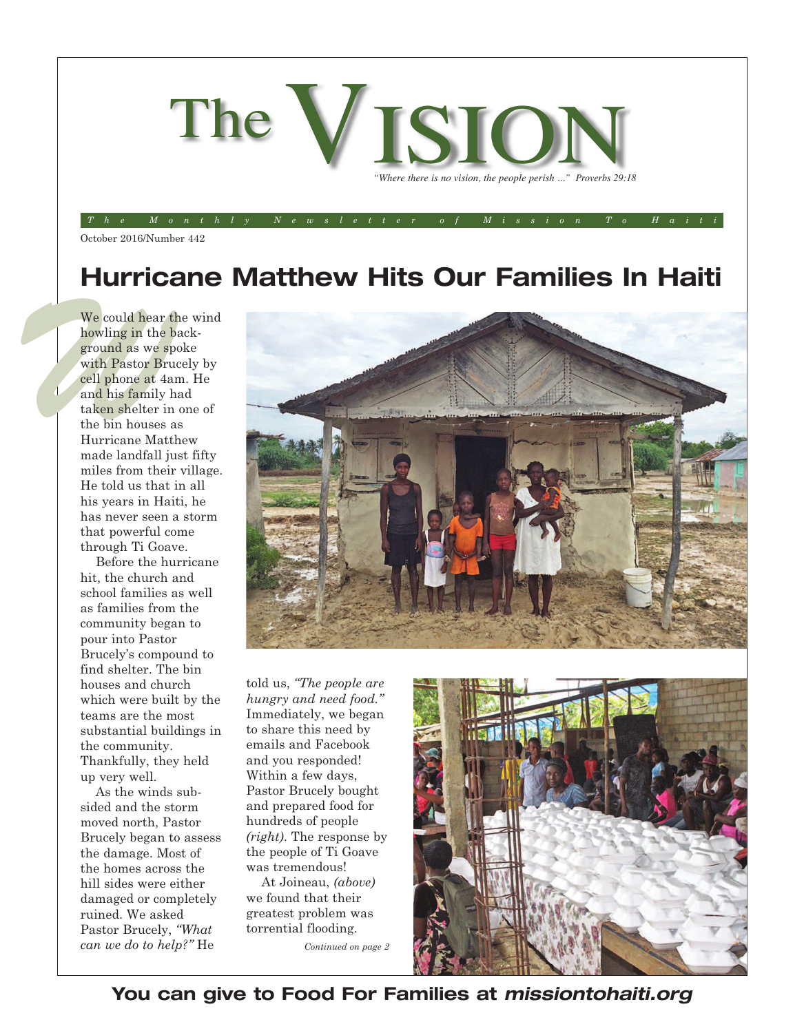# The VISION

*"Where there is no vision, the people perish ..." Proverbs 29:18*

*The Monthly Newsletter of Mission To Haiti*

October 2016/Number 442

## Hurricane Matthew Hits Our Families In Haiti

We could hear the wind howling in the background as we spoke with Pastor Brucely by cell phone at 4am. He and his family had taken shelter in one of the bin houses as Hurricane Matthew made landfall just fifty miles from their village. He told us that in all his years in Haiti, he has never seen a storm that powerful come through Ti Goave.

Before the hurricane hit, the church and school families as well as families from the community began to pour into Pastor Brucely's compound to find shelter. The bin houses and church which were built by the teams are the most substantial buildings in the community. Thankfully, they held up very well.

As the winds subsided and the storm moved north, Pastor Brucely began to assess the damage. Most of the homes across the hill sides were either damaged or completely ruined. We asked Pastor Brucely, *"What can we do to help?"* He told us, *"The people are hungry and need food."* Immediately, we began to share this need by emails and Facebook and you responded! Within a few days, Pastor Brucely bought and prepared food for hundreds of people *(right)*. The response by the people of Ti Goave was tremendous!

At Joineau, *(above)* we found that their greatest problem was torrential flooding.

*Continued on page 2*

**You can give to Food For Families at *missiontohaiti.org***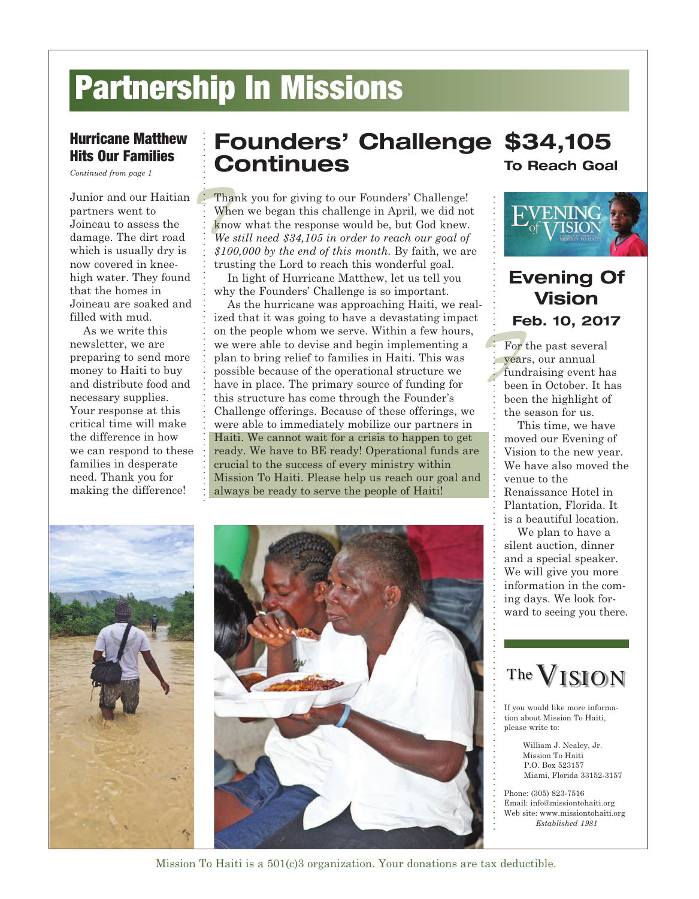# Partnership In Missions

## Hurricane Matthew Hits Our Families

*Continued from page 1*

Junior and our Haitian partners went to Joineau to assess the damage. The dirt road which is usually dry is now covered in knee-high water. They found that the homes in Joineau are soaked and filled with mud.

As we write this newsletter, we are preparing to send more money to Haiti to buy and distribute food and necessary supplies. Your response at this critical time will make the difference in how we can respond to these families in desperate need. Thank you for making the difference!

## Founders' Challenge Continues

### $34,105 To Reach Goal

Thank you for giving to our Founders' Challenge! When we began this challenge in April, we did not know what the response would be, but God knew. *We still need $34,105 in order to reach our goal of $100,000 by the end of this month.* By faith, we are trusting the Lord to reach this wonderful goal.

In light of Hurricane Matthew, let us tell you why the Founders' Challenge is so important.

As the hurricane was approaching Haiti, we realized that it was going to have a devastating impact on the people whom we serve. Within a few hours, we were able to devise and begin implementing a plan to bring relief to families in Haiti. This was possible because of the operational structure we have in place. The primary source of funding for this structure has come through the Founder's Challenge offerings. Because of these offerings, we were able to immediately mobilize our partners in Haiti. We cannot wait for a crisis to happen to get ready. We have to BE ready! Operational funds are crucial to the success of every ministry within Mission To Haiti. Please help us reach our goal and always be ready to serve the people of Haiti!

## Evening Of Vision

### Feb. 10, 2017

For the past several years, our annual fundraising event has been in October. It has been the highlight of the season for us.

This time, we have moved our Evening of Vision to the new year. We have also moved the venue to the Renaissance Hotel in Plantation, Florida. It is a beautiful location.

We plan to have a silent auction, dinner and a special speaker. We will give you more information in the coming days. We look forward to seeing you there.

## The Vision

If you would like more information about Mission To Haiti, please write to:

William J. Nealey, Jr.
Mission To Haiti
P.O. Box 523157
Miami, Florida 33152-3157

Phone: (305) 823-7516
Email: info@missiontohaiti.org
Web site: www.missiontohaiti.org
*Established 1981*

Mission To Haiti is a 501(c)3 organization. Your donations are tax deductible.